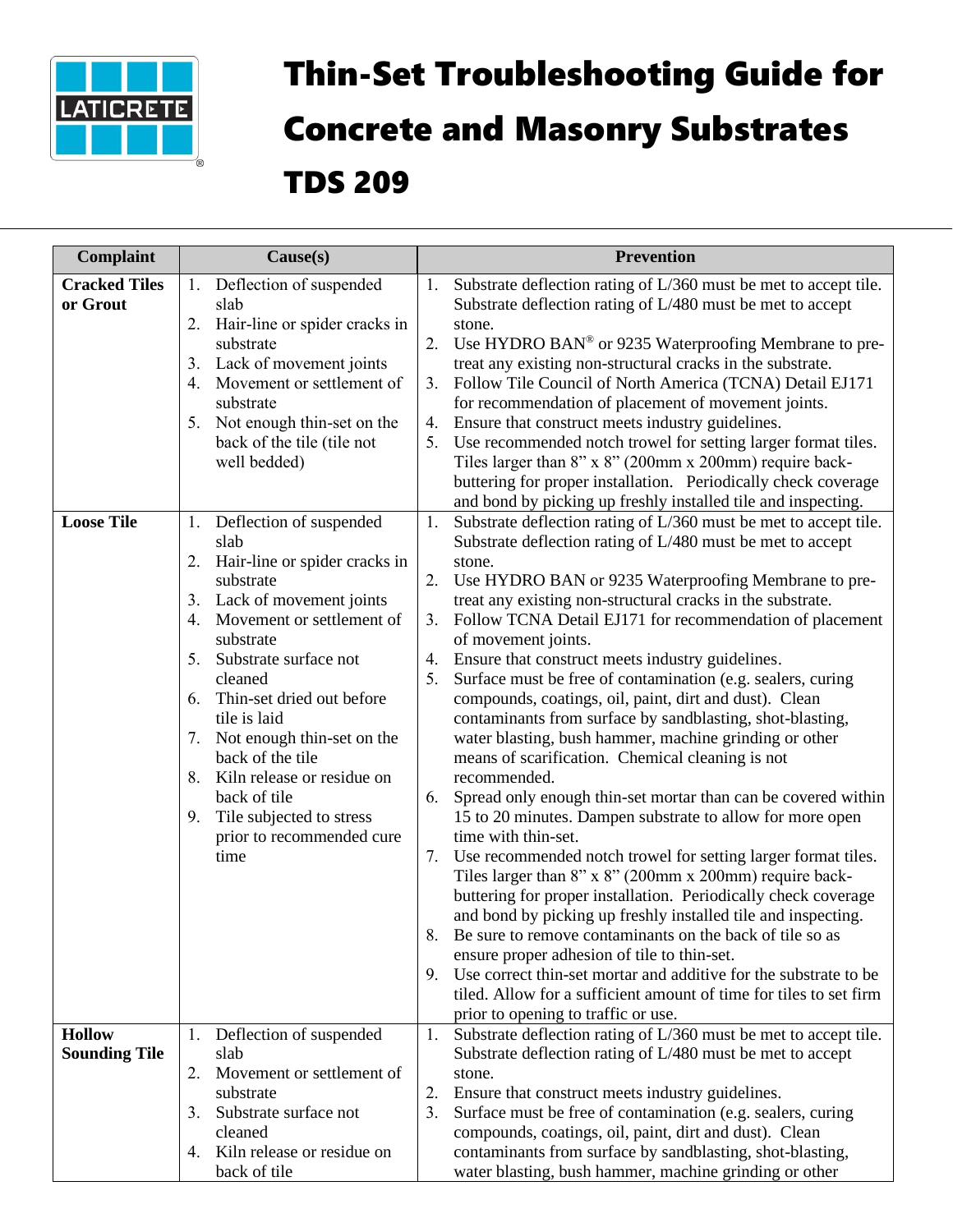# Thin-Set Troubleshooting Guide for Concrete and Masonry Substrates

# TDS 209

| Complaint | Cause(s) | Prevention |
|---|---|---|
| **Cracked Tiles or Grout** | 1. Deflection of suspended slab<br>2. Hair-line or spider cracks in substrate<br>3. Lack of movement joints<br>4. Movement or settlement of substrate<br>5. Not enough thin-set on the back of the tile (tile not well bedded) | 1. Substrate deflection rating of L/360 must be met to accept tile. Substrate deflection rating of L/480 must be met to accept stone.<br>2. Use HYDRO BAN® or 9235 Waterproofing Membrane to pre-treat any existing non-structural cracks in the substrate.<br>3. Follow Tile Council of North America (TCNA) Detail EJ171 for recommendation of placement of movement joints.<br>4. Ensure that construct meets industry guidelines.<br>5. Use recommended notch trowel for setting larger format tiles. Tiles larger than 8" x 8" (200mm x 200mm) require back-buttering for proper installation. Periodically check coverage and bond by picking up freshly installed tile and inspecting. |
| **Loose Tile** | 1. Deflection of suspended slab<br>2. Hair-line or spider cracks in substrate<br>3. Lack of movement joints<br>4. Movement or settlement of substrate<br>5. Substrate surface not cleaned<br>6. Thin-set dried out before tile is laid<br>7. Not enough thin-set on the back of the tile<br>8. Kiln release or residue on back of tile<br>9. Tile subjected to stress prior to recommended cure time | 1. Substrate deflection rating of L/360 must be met to accept tile. Substrate deflection rating of L/480 must be met to accept stone.<br>2. Use HYDRO BAN or 9235 Waterproofing Membrane to pre-treat any existing non-structural cracks in the substrate.<br>3. Follow TCNA Detail EJ171 for recommendation of placement of movement joints.<br>4. Ensure that construct meets industry guidelines.<br>5. Surface must be free of contamination (e.g. sealers, curing compounds, coatings, oil, paint, dirt and dust). Clean contaminants from surface by sandblasting, shot-blasting, water blasting, bush hammer, machine grinding or other means of scarification. Chemical cleaning is not recommended.<br>6. Spread only enough thin-set mortar than can be covered within 15 to 20 minutes. Dampen substrate to allow for more open time with thin-set.<br>7. Use recommended notch trowel for setting larger format tiles. Tiles larger than 8" x 8" (200mm x 200mm) require back-buttering for proper installation. Periodically check coverage and bond by picking up freshly installed tile and inspecting.<br>8. Be sure to remove contaminants on the back of tile so as ensure proper adhesion of tile to thin-set.<br>9. Use correct thin-set mortar and additive for the substrate to be tiled. Allow for a sufficient amount of time for tiles to set firm prior to opening to traffic or use. |
| **Hollow Sounding Tile** | 1. Deflection of suspended slab<br>2. Movement or settlement of substrate<br>3. Substrate surface not cleaned<br>4. Kiln release or residue on back of tile | 1. Substrate deflection rating of L/360 must be met to accept tile. Substrate deflection rating of L/480 must be met to accept stone.<br>2. Ensure that construct meets industry guidelines.<br>3. Surface must be free of contamination (e.g. sealers, curing compounds, coatings, oil, paint, dirt and dust). Clean contaminants from surface by sandblasting, shot-blasting, water blasting, bush hammer, machine grinding or other |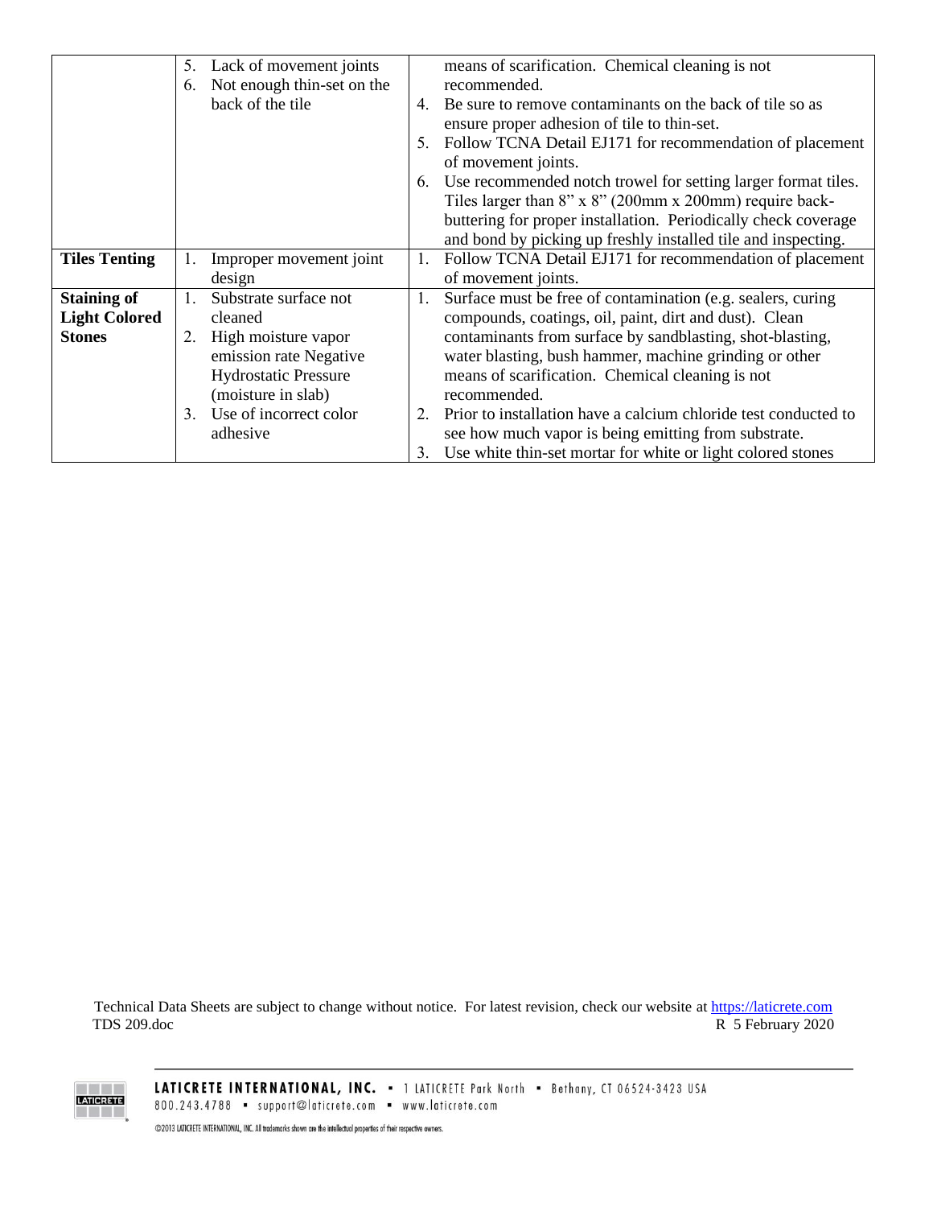| | | |
|---|---|---|
| | 5. Lack of movement joints<br>6. Not enough thin-set on the back of the tile | means of scarification. Chemical cleaning is not recommended.<br>4. Be sure to remove contaminants on the back of tile so as ensure proper adhesion of tile to thin-set.<br>5. Follow TCNA Detail EJ171 for recommendation of placement of movement joints.<br>6. Use recommended notch trowel for setting larger format tiles. Tiles larger than 8" x 8" (200mm x 200mm) require back-buttering for proper installation. Periodically check coverage and bond by picking up freshly installed tile and inspecting. |
| **Tiles Tenting** | 1. Improper movement joint design | 1. Follow TCNA Detail EJ171 for recommendation of placement of movement joints. |
| **Staining of Light Colored Stones** | 1. Substrate surface not cleaned<br>2. High moisture vapor emission rate Negative Hydrostatic Pressure (moisture in slab)<br>3. Use of incorrect color adhesive | 1. Surface must be free of contamination (e.g. sealers, curing compounds, coatings, oil, paint, dirt and dust). Clean contaminants from surface by sandblasting, shot-blasting, water blasting, bush hammer, machine grinding or other means of scarification. Chemical cleaning is not recommended.<br>2. Prior to installation have a calcium chloride test conducted to see how much vapor is being emitting from substrate.<br>3. Use white thin-set mortar for white or light colored stones |

Technical Data Sheets are subject to change without notice. For latest revision, check our website at https://laticrete.com

TDS 209.doc R 5 February 2020

LATICRETE INTERNATIONAL, INC. ▪ 1 LATICRETE Park North ▪ Bethany, CT 06524-3423 USA
800.243.4788 ▪ support@laticrete.com ▪ www.laticrete.com

©2013 LATICRETE INTERNATIONAL, INC. All trademarks shown are the intellectual properties of their respective owners.